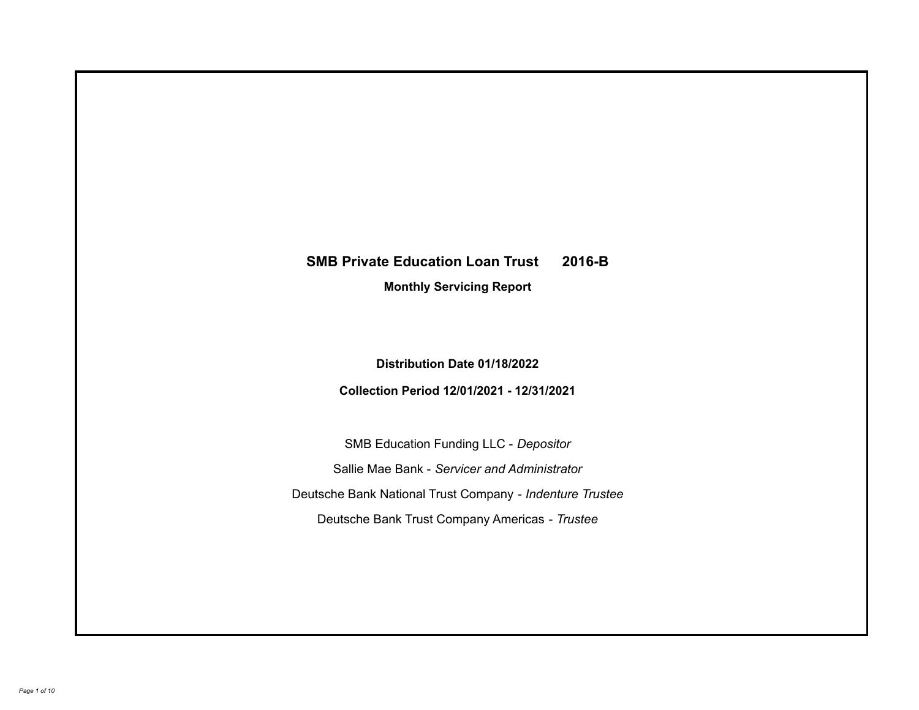# SMB Private Education Loan Trust 2016-B

## Monthly Servicing Report

**Distribution Date 01/18/2022**

**Collection Period 12/01/2021 - 12/31/2021**

SMB Education Funding LLC - *Depositor*

Sallie Mae Bank - *Servicer and Administrator*

Deutsche Bank National Trust Company - *Indenture Trustee*

Deutsche Bank Trust Company Americas - *Trustee*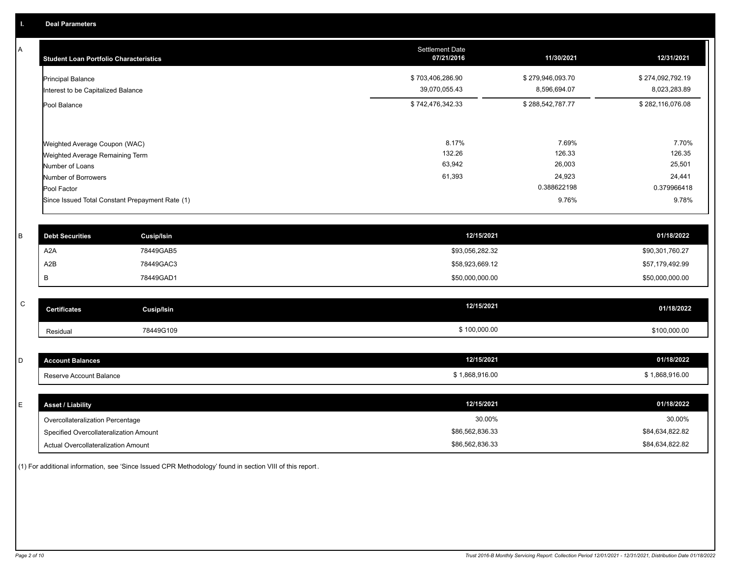## I. Deal Parameters

### A

| Student Loan Portfolio Characteristics | Settlement Date 07/21/2016 | 11/30/2021 | 12/31/2021 |
|---|---|---|---|
| Principal Balance | $ 703,406,286.90 | $ 279,946,093.70 | $ 274,092,792.19 |
| Interest to be Capitalized Balance | 39,070,055.43 | 8,596,694.07 | 8,023,283.89 |
| Pool Balance | $ 742,476,342.33 | $ 288,542,787.77 | $ 282,116,076.08 |
| Weighted Average Coupon (WAC) | 8.17% | 7.69% | 7.70% |
| Weighted Average Remaining Term | 132.26 | 126.33 | 126.35 |
| Number of Loans | 63,942 | 26,003 | 25,501 |
| Number of Borrowers | 61,393 | 24,923 | 24,441 |
| Pool Factor | | 0.388622198 | 0.379966418 |
| Since Issued Total Constant Prepayment Rate (1) | | 9.76% | 9.78% |

### B

| Debt Securities | Cusip/Isin | 12/15/2021 | 01/18/2022 |
|---|---|---|---|
| A2A | 78449GAB5 | $93,056,282.32 | $90,301,760.27 |
| A2B | 78449GAC3 | $58,923,669.12 | $57,179,492.99 |
| B | 78449GAD1 | $50,000,000.00 | $50,000,000.00 |

### C

| Certificates | Cusip/Isin | 12/15/2021 | 01/18/2022 |
|---|---|---|---|
| Residual | 78449G109 | $ 100,000.00 | $100,000.00 |

### D

| Account Balances | 12/15/2021 | 01/18/2022 |
|---|---|---|
| Reserve Account Balance | $ 1,868,916.00 | $ 1,868,916.00 |

### E

| Asset / Liability | 12/15/2021 | 01/18/2022 |
|---|---|---|
| Overcollateralization Percentage | 30.00% | 30.00% |
| Specified Overcollateralization Amount | $86,562,836.33 | $84,634,822.82 |
| Actual Overcollateralization Amount | $86,562,836.33 | $84,634,822.82 |

(1) For additional information, see 'Since Issued CPR Methodology' found in section VIII of this report.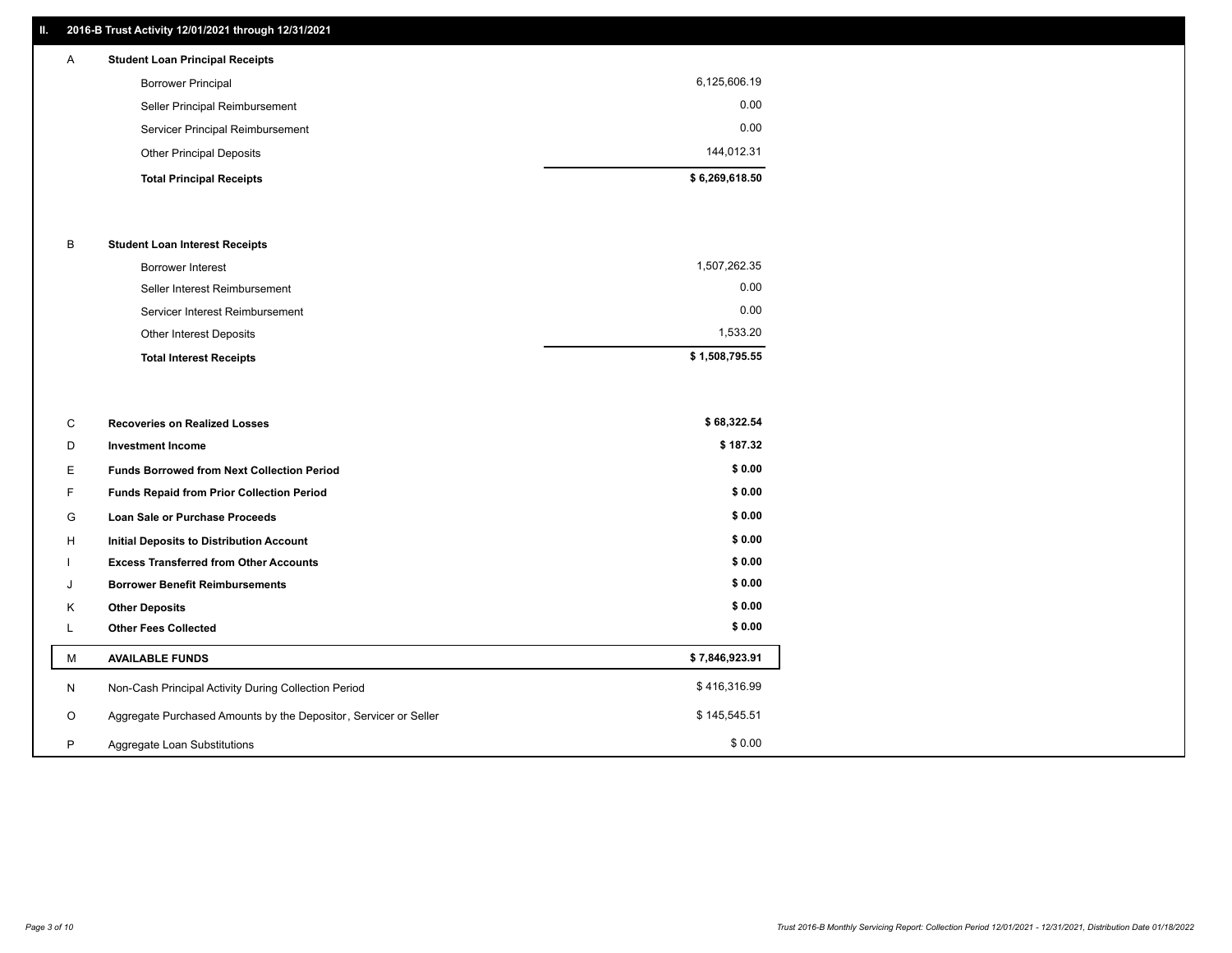## II. 2016-B Trust Activity 12/01/2021 through 12/31/2021

| | | |
|---|---|---|
| A | **Student Loan Principal Receipts** | |
| | Borrower Principal | 6,125,606.19 |
| | Seller Principal Reimbursement | 0.00 |
| | Servicer Principal Reimbursement | 0.00 |
| | Other Principal Deposits | 144,012.31 |
| | **Total Principal Receipts** | **$ 6,269,618.50** |
| B | **Student Loan Interest Receipts** | |
| | Borrower Interest | 1,507,262.35 |
| | Seller Interest Reimbursement | 0.00 |
| | Servicer Interest Reimbursement | 0.00 |
| | Other Interest Deposits | 1,533.20 |
| | **Total Interest Receipts** | **$ 1,508,795.55** |
| C | **Recoveries on Realized Losses** | **$ 68,322.54** |
| D | **Investment Income** | **$ 187.32** |
| E | **Funds Borrowed from Next Collection Period** | **$ 0.00** |
| F | **Funds Repaid from Prior Collection Period** | **$ 0.00** |
| G | **Loan Sale or Purchase Proceeds** | **$ 0.00** |
| H | **Initial Deposits to Distribution Account** | **$ 0.00** |
| I | **Excess Transferred from Other Accounts** | **$ 0.00** |
| J | **Borrower Benefit Reimbursements** | **$ 0.00** |
| K | **Other Deposits** | **$ 0.00** |
| L | **Other Fees Collected** | **$ 0.00** |
| M | **AVAILABLE FUNDS** | **$ 7,846,923.91** |
| N | Non-Cash Principal Activity During Collection Period | $ 416,316.99 |
| O | Aggregate Purchased Amounts by the Depositor, Servicer or Seller | $ 145,545.51 |
| P | Aggregate Loan Substitutions | $ 0.00 |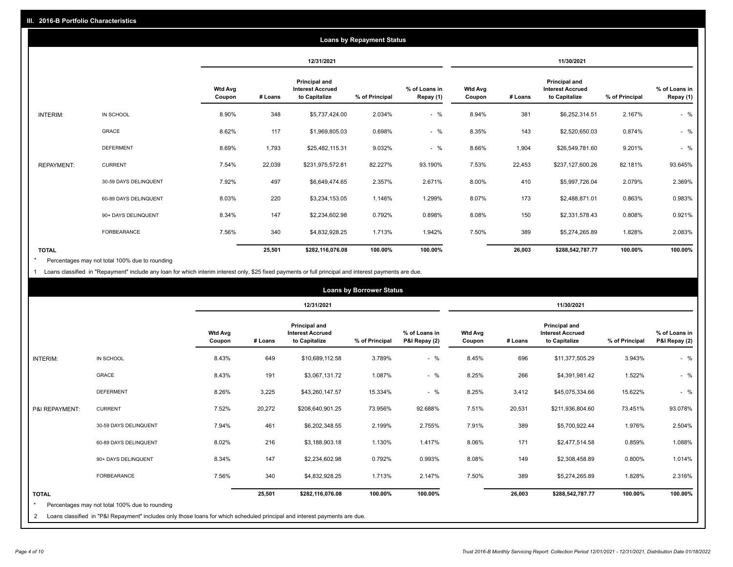## III. 2016-B Portfolio Characteristics

### Loans by Repayment Status

| | | 12/31/2021 | | | | | 11/30/2021 | | | | |
|---|---|---|---|---|---|---|---|---|---|---|---|
| | | Wtd Avg Coupon | # Loans | Principal and Interest Accrued to Capitalize | % of Principal | % of Loans in Repay (1) | Wtd Avg Coupon | # Loans | Principal and Interest Accrued to Capitalize | % of Principal | % of Loans in Repay (1) |
| INTERIM: | IN SCHOOL | 8.90% | 348 | $5,737,424.00 | 2.034% | - % | 8.94% | 381 | $6,252,314.51 | 2.167% | - % |
| | GRACE | 8.62% | 117 | $1,969,805.03 | 0.698% | - % | 8.35% | 143 | $2,520,650.03 | 0.874% | - % |
| | DEFERMENT | 8.69% | 1,793 | $25,482,115.31 | 9.032% | - % | 8.66% | 1,904 | $26,549,781.60 | 9.201% | - % |
| REPAYMENT: | CURRENT | 7.54% | 22,039 | $231,975,572.81 | 82.227% | 93.190% | 7.53% | 22,453 | $237,127,600.26 | 82.181% | 93.645% |
| | 30-59 DAYS DELINQUENT | 7.92% | 497 | $6,649,474.65 | 2.357% | 2.671% | 8.00% | 410 | $5,997,726.04 | 2.079% | 2.369% |
| | 60-89 DAYS DELINQUENT | 8.03% | 220 | $3,234,153.05 | 1.146% | 1.299% | 8.07% | 173 | $2,488,871.01 | 0.863% | 0.983% |
| | 90+ DAYS DELINQUENT | 8.34% | 147 | $2,234,602.98 | 0.792% | 0.898% | 8.08% | 150 | $2,331,578.43 | 0.808% | 0.921% |
| | FORBEARANCE | 7.56% | 340 | $4,832,928.25 | 1.713% | 1.942% | 7.50% | 389 | $5,274,265.89 | 1.828% | 2.083% |
| **TOTAL** | | | **25,501** | **$282,116,076.08** | **100.00%** | **100.00%** | | **26,003** | **$288,542,787.77** | **100.00%** | **100.00%** |

* Percentages may not total 100% due to rounding

1 Loans classified in "Repayment" include any loan for which interim interest only, $25 fixed payments or full principal and interest payments are due.

### Loans by Borrower Status

| | | 12/31/2021 | | | | | 11/30/2021 | | | | |
|---|---|---|---|---|---|---|---|---|---|---|---|
| | | Wtd Avg Coupon | # Loans | Principal and Interest Accrued to Capitalize | % of Principal | % of Loans in P&I Repay (2) | Wtd Avg Coupon | # Loans | Principal and Interest Accrued to Capitalize | % of Principal | % of Loans in P&I Repay (2) |
| INTERIM: | IN SCHOOL | 8.43% | 649 | $10,689,112.58 | 3.789% | - % | 8.45% | 696 | $11,377,505.29 | 3.943% | - % |
| | GRACE | 8.43% | 191 | $3,067,131.72 | 1.087% | - % | 8.25% | 266 | $4,391,981.42 | 1.522% | - % |
| | DEFERMENT | 8.26% | 3,225 | $43,260,147.57 | 15.334% | - % | 8.25% | 3,412 | $45,075,334.66 | 15.622% | - % |
| P&I REPAYMENT: | CURRENT | 7.52% | 20,272 | $208,640,901.25 | 73.956% | 92.688% | 7.51% | 20,531 | $211,936,804.60 | 73.451% | 93.078% |
| | 30-59 DAYS DELINQUENT | 7.94% | 461 | $6,202,348.55 | 2.199% | 2.755% | 7.91% | 389 | $5,700,922.44 | 1.976% | 2.504% |
| | 60-89 DAYS DELINQUENT | 8.02% | 216 | $3,188,903.18 | 1.130% | 1.417% | 8.06% | 171 | $2,477,514.58 | 0.859% | 1.088% |
| | 90+ DAYS DELINQUENT | 8.34% | 147 | $2,234,602.98 | 0.792% | 0.993% | 8.08% | 149 | $2,308,458.89 | 0.800% | 1.014% |
| | FORBEARANCE | 7.56% | 340 | $4,832,928.25 | 1.713% | 2.147% | 7.50% | 389 | $5,274,265.89 | 1.828% | 2.316% |
| **TOTAL** | | | **25,501** | **$282,116,076.08** | **100.00%** | **100.00%** | | **26,003** | **$288,542,787.77** | **100.00%** | **100.00%** |

* Percentages may not total 100% due to rounding

2 Loans classified in "P&I Repayment" includes only those loans for which scheduled principal and interest payments are due.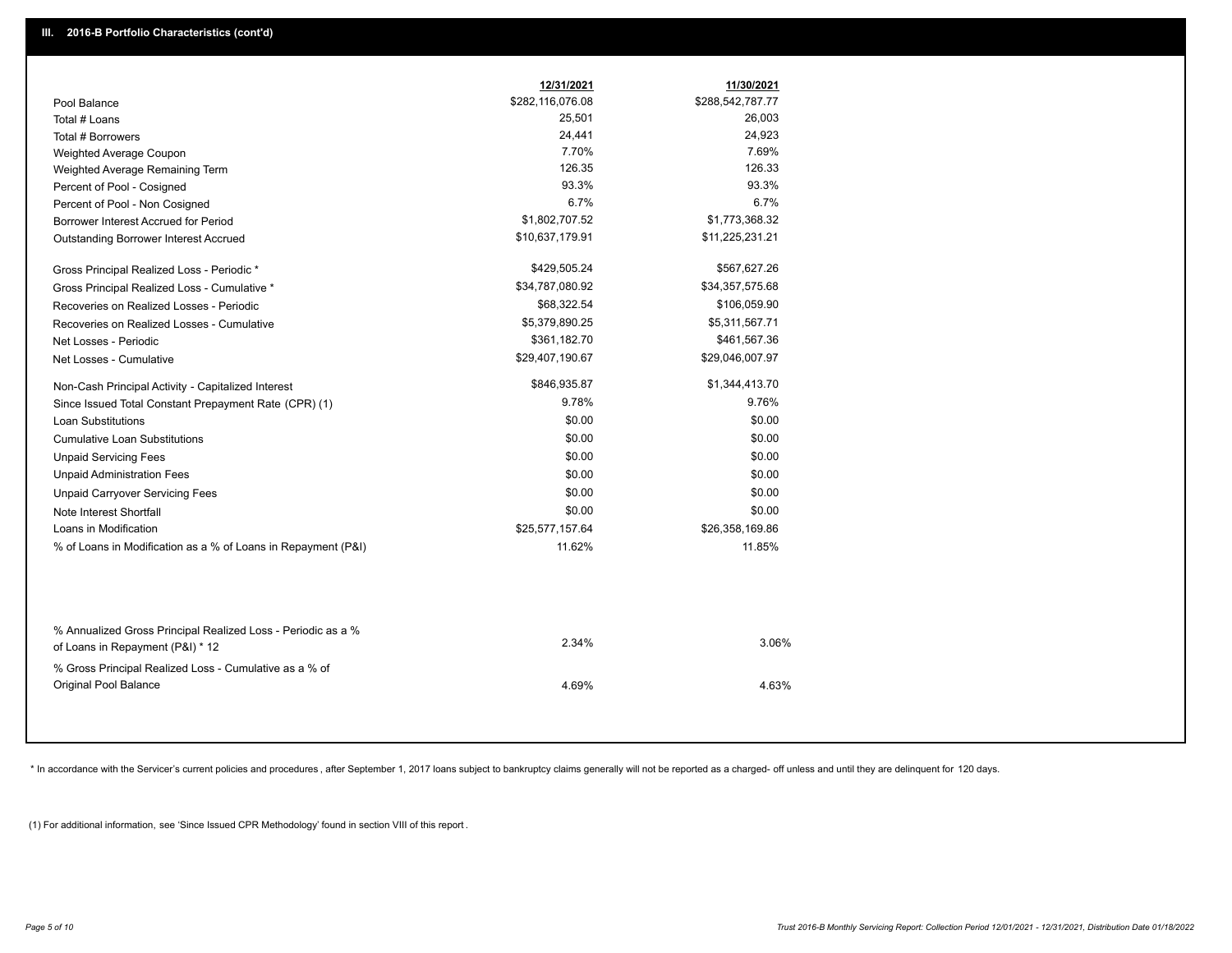### III. 2016-B Portfolio Characteristics (cont'd)

| | 12/31/2021 | 11/30/2021 |
|---|---|---|
| Pool Balance | $282,116,076.08 | $288,542,787.77 |
| Total # Loans | 25,501 | 26,003 |
| Total # Borrowers | 24,441 | 24,923 |
| Weighted Average Coupon | 7.70% | 7.69% |
| Weighted Average Remaining Term | 126.35 | 126.33 |
| Percent of Pool - Cosigned | 93.3% | 93.3% |
| Percent of Pool - Non Cosigned | 6.7% | 6.7% |
| Borrower Interest Accrued for Period | $1,802,707.52 | $1,773,368.32 |
| Outstanding Borrower Interest Accrued | $10,637,179.91 | $11,225,231.21 |
| Gross Principal Realized Loss - Periodic * | $429,505.24 | $567,627.26 |
| Gross Principal Realized Loss - Cumulative * | $34,787,080.92 | $34,357,575.68 |
| Recoveries on Realized Losses - Periodic | $68,322.54 | $106,059.90 |
| Recoveries on Realized Losses - Cumulative | $5,379,890.25 | $5,311,567.71 |
| Net Losses - Periodic | $361,182.70 | $461,567.36 |
| Net Losses - Cumulative | $29,407,190.67 | $29,046,007.97 |
| Non-Cash Principal Activity - Capitalized Interest | $846,935.87 | $1,344,413.70 |
| Since Issued Total Constant Prepayment Rate (CPR) (1) | 9.78% | 9.76% |
| Loan Substitutions | $0.00 | $0.00 |
| Cumulative Loan Substitutions | $0.00 | $0.00 |
| Unpaid Servicing Fees | $0.00 | $0.00 |
| Unpaid Administration Fees | $0.00 | $0.00 |
| Unpaid Carryover Servicing Fees | $0.00 | $0.00 |
| Note Interest Shortfall | $0.00 | $0.00 |
| Loans in Modification | $25,577,157.64 | $26,358,169.86 |
| % of Loans in Modification as a % of Loans in Repayment (P&I) | 11.62% | 11.85% |
| % Annualized Gross Principal Realized Loss - Periodic as a % of Loans in Repayment (P&I) * 12 | 2.34% | 3.06% |
| % Gross Principal Realized Loss - Cumulative as a % of Original Pool Balance | 4.69% | 4.63% |

* In accordance with the Servicer's current policies and procedures , after September 1, 2017 loans subject to bankruptcy claims generally will not be reported as a charged- off unless and until they are delinquent for 120 days.

(1) For additional information, see 'Since Issued CPR Methodology' found in section VIII of this report .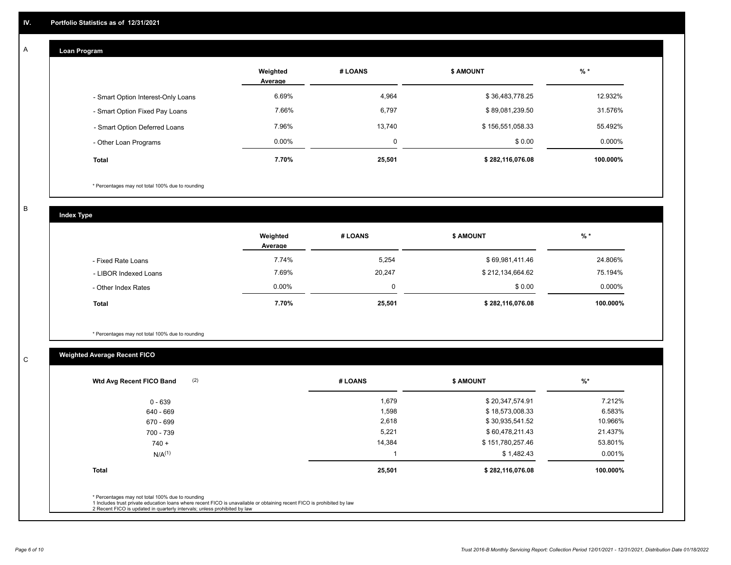## IV. Portfolio Statistics as of 12/31/2021

### A

#### Loan Program

| | Weighted Average | # LOANS | $ AMOUNT | % * |
|---|---|---|---|---|
| - Smart Option Interest-Only Loans | 6.69% | 4,964 | $ 36,483,778.25 | 12.932% |
| - Smart Option Fixed Pay Loans | 7.66% | 6,797 | $ 89,081,239.50 | 31.576% |
| - Smart Option Deferred Loans | 7.96% | 13,740 | $ 156,551,058.33 | 55.492% |
| - Other Loan Programs | 0.00% | 0 | $ 0.00 | 0.000% |
| **Total** | **7.70%** | **25,501** | **$ 282,116,076.08** | **100.000%** |

* Percentages may not total 100% due to rounding

### B

#### Index Type

| | Weighted Average | # LOANS | $ AMOUNT | % * |
|---|---|---|---|---|
| - Fixed Rate Loans | 7.74% | 5,254 | $ 69,981,411.46 | 24.806% |
| - LIBOR Indexed Loans | 7.69% | 20,247 | $ 212,134,664.62 | 75.194% |
| - Other Index Rates | 0.00% | 0 | $ 0.00 | 0.000% |
| **Total** | **7.70%** | **25,501** | **$ 282,116,076.08** | **100.000%** |

* Percentages may not total 100% due to rounding

### C

#### Weighted Average Recent FICO

| Wtd Avg Recent FICO Band (2) | # LOANS | $ AMOUNT | %* |
|---|---|---|---|
| 0 - 639 | 1,679 | $ 20,347,574.91 | 7.212% |
| 640 - 669 | 1,598 | $ 18,573,008.33 | 6.583% |
| 670 - 699 | 2,618 | $ 30,935,541.52 | 10.966% |
| 700 - 739 | 5,221 | $ 60,478,211.43 | 21.437% |
| 740 + | 14,384 | $ 151,780,257.46 | 53.801% |
| N/A(1) | 1 | $ 1,482.43 | 0.001% |
| **Total** | **25,501** | **$ 282,116,076.08** | **100.000%** |

* Percentages may not total 100% due to rounding
1 Includes trust private education loans where recent FICO is unavailable or obtaining recent FICO is prohibited by law
2 Recent FICO is updated in quarterly intervals; unless prohibited by law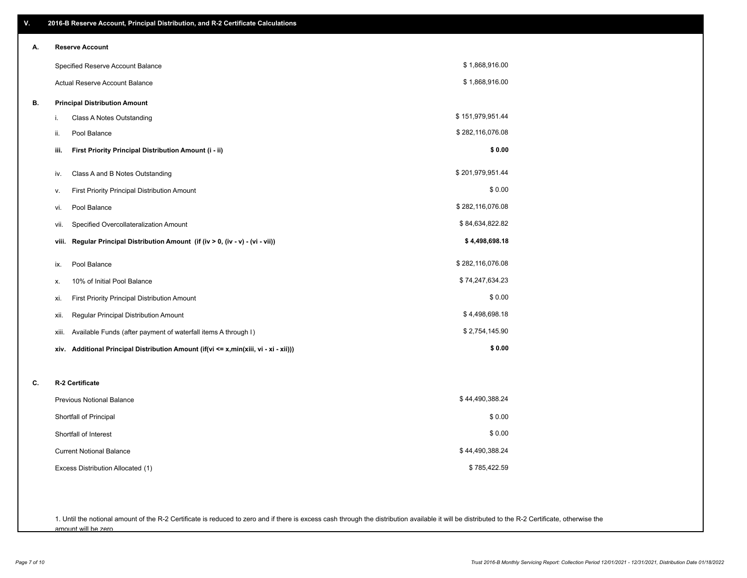## V. 2016-B Reserve Account, Principal Distribution, and R-2 Certificate Calculations

### A. Reserve Account

| | |
|---|---|
| Specified Reserve Account Balance | $ 1,868,916.00 |
| Actual Reserve Account Balance | $ 1,868,916.00 |

### B. Principal Distribution Amount

| | | |
|---|---|---|
| i. | Class A Notes Outstanding | $ 151,979,951.44 |
| ii. | Pool Balance | $ 282,116,076.08 |
| **iii.** | **First Priority Principal Distribution Amount (i - ii)** | **$ 0.00** |
| iv. | Class A and B Notes Outstanding | $ 201,979,951.44 |
| v. | First Priority Principal Distribution Amount | $ 0.00 |
| vi. | Pool Balance | $ 282,116,076.08 |
| vii. | Specified Overcollateralization Amount | $ 84,634,822.82 |
| **viii.** | **Regular Principal Distribution Amount (if (iv > 0, (iv - v) - (vi - vii))** | **$ 4,498,698.18** |
| ix. | Pool Balance | $ 282,116,076.08 |
| x. | 10% of Initial Pool Balance | $ 74,247,634.23 |
| xi. | First Priority Principal Distribution Amount | $ 0.00 |
| xii. | Regular Principal Distribution Amount | $ 4,498,698.18 |
| xiii. | Available Funds (after payment of waterfall items A through I) | $ 2,754,145.90 |
| **xiv.** | **Additional Principal Distribution Amount (if(vi <= x,min(xiii, vi - xi - xii)))** | **$ 0.00** |

### C. R-2 Certificate

| | |
|---|---|
| Previous Notional Balance | $ 44,490,388.24 |
| Shortfall of Principal | $ 0.00 |
| Shortfall of Interest | $ 0.00 |
| Current Notional Balance | $ 44,490,388.24 |
| Excess Distribution Allocated (1) | $ 785,422.59 |

1. Until the notional amount of the R-2 Certificate is reduced to zero and if there is excess cash through the distribution available it will be distributed to the R-2 Certificate, otherwise the amount will be zero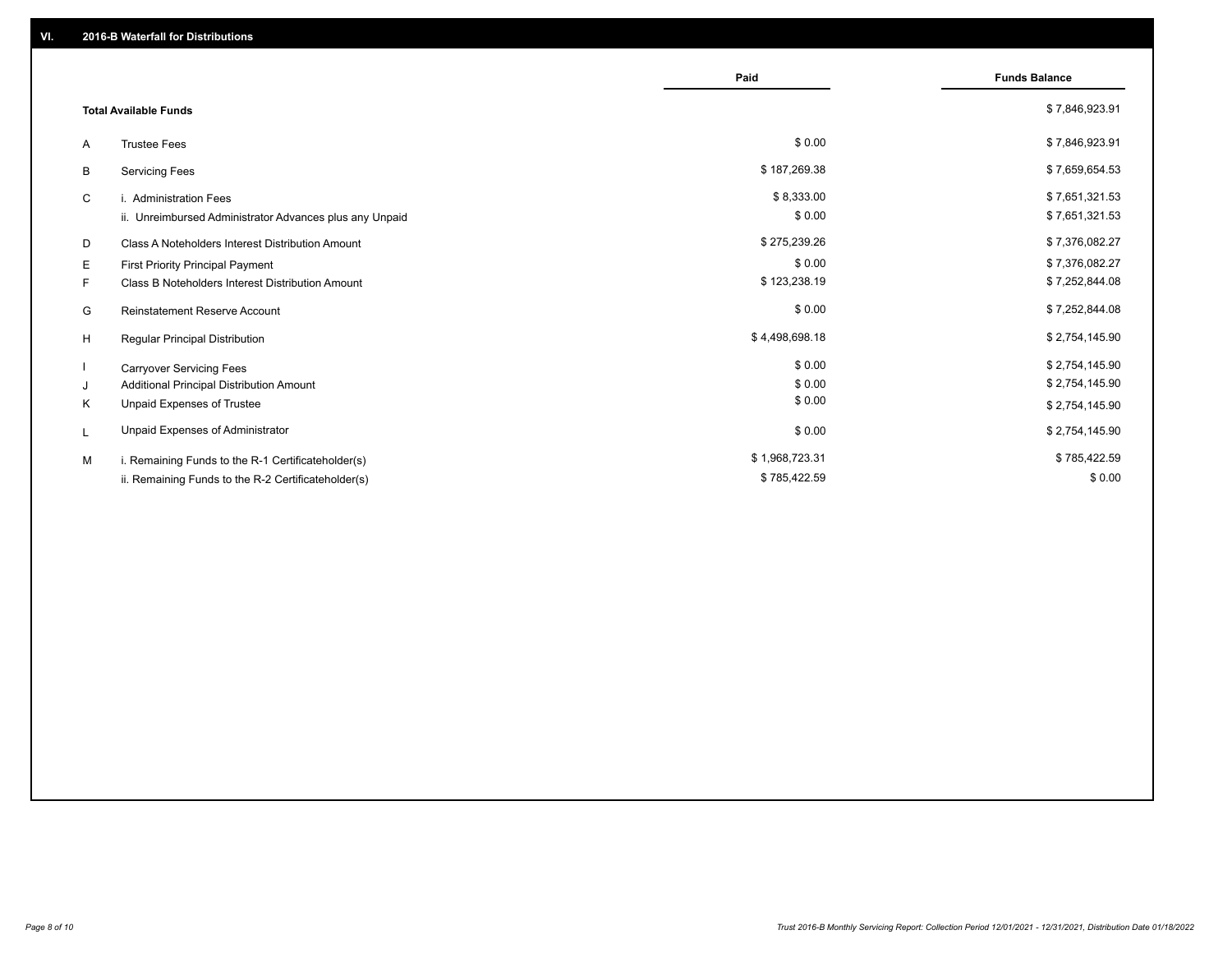## VI. 2016-B Waterfall for Distributions

| | | Paid | Funds Balance |
|---|---|---|---|
| | **Total Available Funds** | | $ 7,846,923.91 |
| A | Trustee Fees | $ 0.00 | $ 7,846,923.91 |
| B | Servicing Fees | $ 187,269.38 | $ 7,659,654.53 |
| C | i. Administration Fees | $ 8,333.00 | $ 7,651,321.53 |
| | ii. Unreimbursed Administrator Advances plus any Unpaid | $ 0.00 | $ 7,651,321.53 |
| D | Class A Noteholders Interest Distribution Amount | $ 275,239.26 | $ 7,376,082.27 |
| E | First Priority Principal Payment | $ 0.00 | $ 7,376,082.27 |
| F | Class B Noteholders Interest Distribution Amount | $ 123,238.19 | $ 7,252,844.08 |
| G | Reinstatement Reserve Account | $ 0.00 | $ 7,252,844.08 |
| H | Regular Principal Distribution | $ 4,498,698.18 | $ 2,754,145.90 |
| I | Carryover Servicing Fees | $ 0.00 | $ 2,754,145.90 |
| J | Additional Principal Distribution Amount | $ 0.00 | $ 2,754,145.90 |
| K | Unpaid Expenses of Trustee | $ 0.00 | $ 2,754,145.90 |
| L | Unpaid Expenses of Administrator | $ 0.00 | $ 2,754,145.90 |
| M | i. Remaining Funds to the R-1 Certificateholder(s) | $ 1,968,723.31 | $ 785,422.59 |
| | ii. Remaining Funds to the R-2 Certificateholder(s) | $ 785,422.59 | $ 0.00 |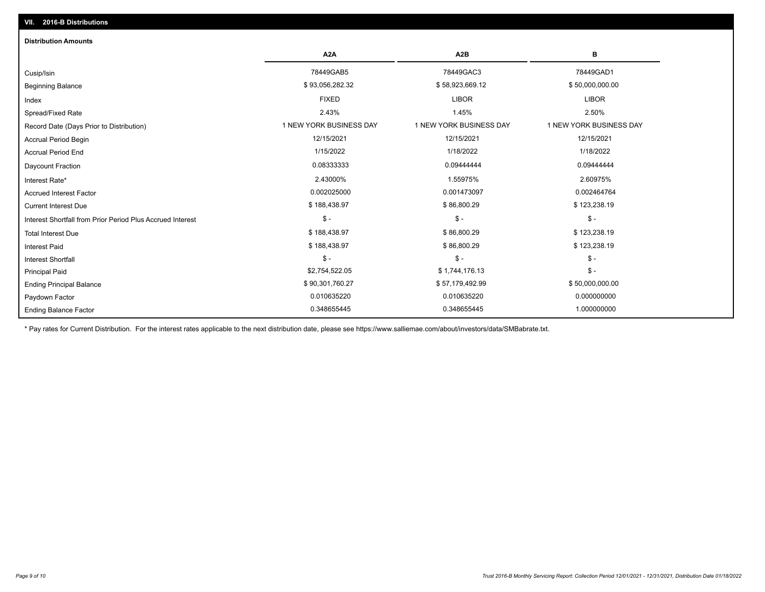## VII. 2016-B Distributions

### Distribution Amounts

| | A2A | A2B | B |
|---|---|---|---|
| Cusip/Isin | 78449GAB5 | 78449GAC3 | 78449GAD1 |
| Beginning Balance | $ 93,056,282.32 | $ 58,923,669.12 | $ 50,000,000.00 |
| Index | FIXED | LIBOR | LIBOR |
| Spread/Fixed Rate | 2.43% | 1.45% | 2.50% |
| Record Date (Days Prior to Distribution) | 1 NEW YORK BUSINESS DAY | 1 NEW YORK BUSINESS DAY | 1 NEW YORK BUSINESS DAY |
| Accrual Period Begin | 12/15/2021 | 12/15/2021 | 12/15/2021 |
| Accrual Period End | 1/15/2022 | 1/18/2022 | 1/18/2022 |
| Daycount Fraction | 0.08333333 | 0.09444444 | 0.09444444 |
| Interest Rate* | 2.43000% | 1.55975% | 2.60975% |
| Accrued Interest Factor | 0.002025000 | 0.001473097 | 0.002464764 |
| Current Interest Due | $ 188,438.97 | $ 86,800.29 | $ 123,238.19 |
| Interest Shortfall from Prior Period Plus Accrued Interest | $ - | $ - | $ - |
| Total Interest Due | $ 188,438.97 | $ 86,800.29 | $ 123,238.19 |
| Interest Paid | $ 188,438.97 | $ 86,800.29 | $ 123,238.19 |
| Interest Shortfall | $ - | $ - | $ - |
| Principal Paid | $2,754,522.05 | $ 1,744,176.13 | $ - |
| Ending Principal Balance | $ 90,301,760.27 | $ 57,179,492.99 | $ 50,000,000.00 |
| Paydown Factor | 0.010635220 | 0.010635220 | 0.000000000 |
| Ending Balance Factor | 0.348655445 | 0.348655445 | 1.000000000 |

* Pay rates for Current Distribution. For the interest rates applicable to the next distribution date, please see https://www.salliemae.com/about/investors/data/SMBabrate.txt.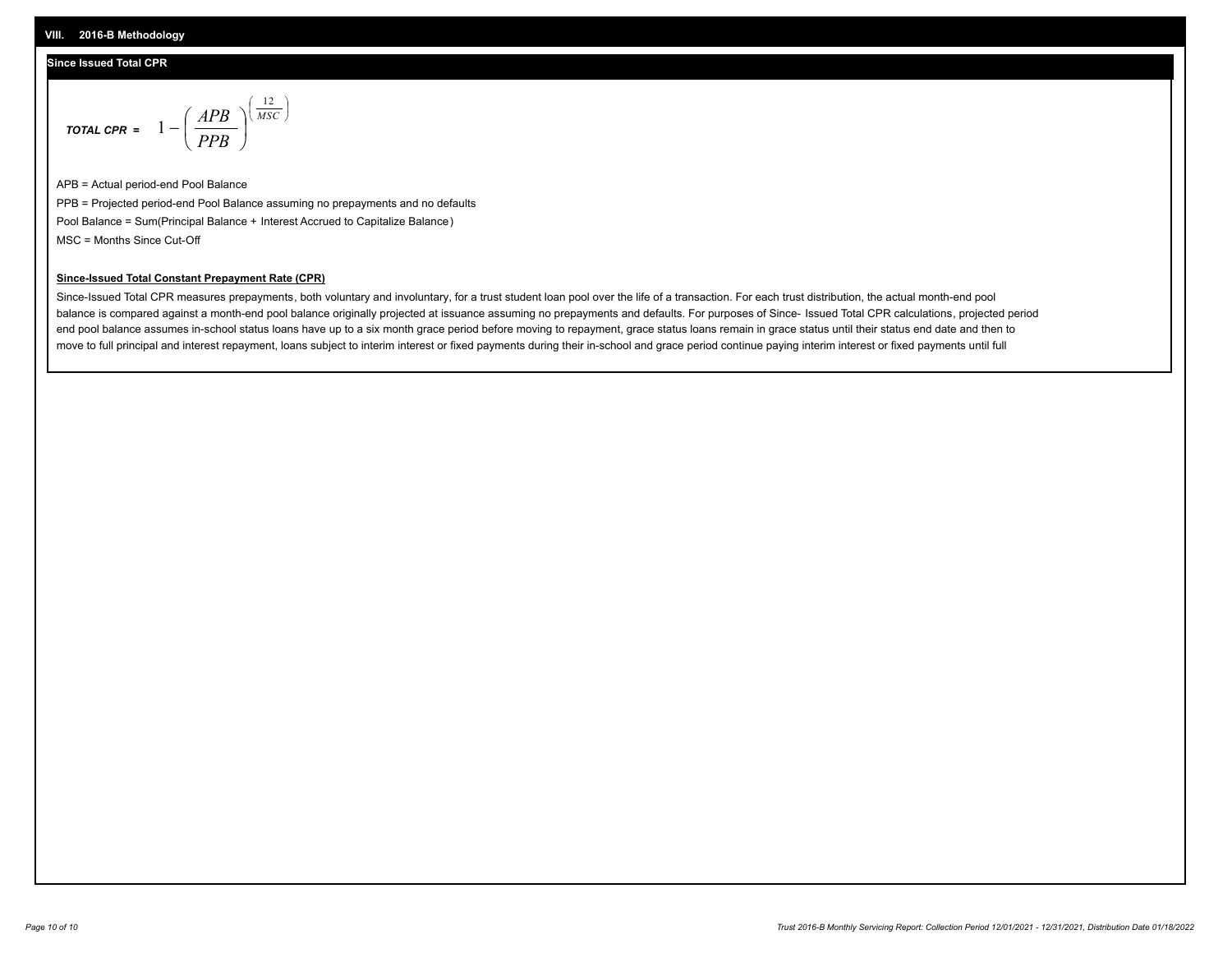## VIII. 2016-B Methodology

### Since Issued Total CPR

$$\textit{TOTAL CPR} = 1 - \left( \frac{APB}{PPB} \right)^{\left( \frac{12}{MSC} \right)}$$

APB = Actual period-end Pool Balance

PPB = Projected period-end Pool Balance assuming no prepayments and no defaults

Pool Balance = Sum(Principal Balance + Interest Accrued to Capitalize Balance)

MSC = Months Since Cut-Off

**Since-Issued Total Constant Prepayment Rate (CPR)**

Since-Issued Total CPR measures prepayments, both voluntary and involuntary, for a trust student loan pool over the life of a transaction. For each trust distribution, the actual month-end pool balance is compared against a month-end pool balance originally projected at issuance assuming no prepayments and defaults. For purposes of Since- Issued Total CPR calculations, projected period end pool balance assumes in-school status loans have up to a six month grace period before moving to repayment, grace status loans remain in grace status until their status end date and then to move to full principal and interest repayment, loans subject to interim interest or fixed payments during their in-school and grace period continue paying interim interest or fixed payments until full